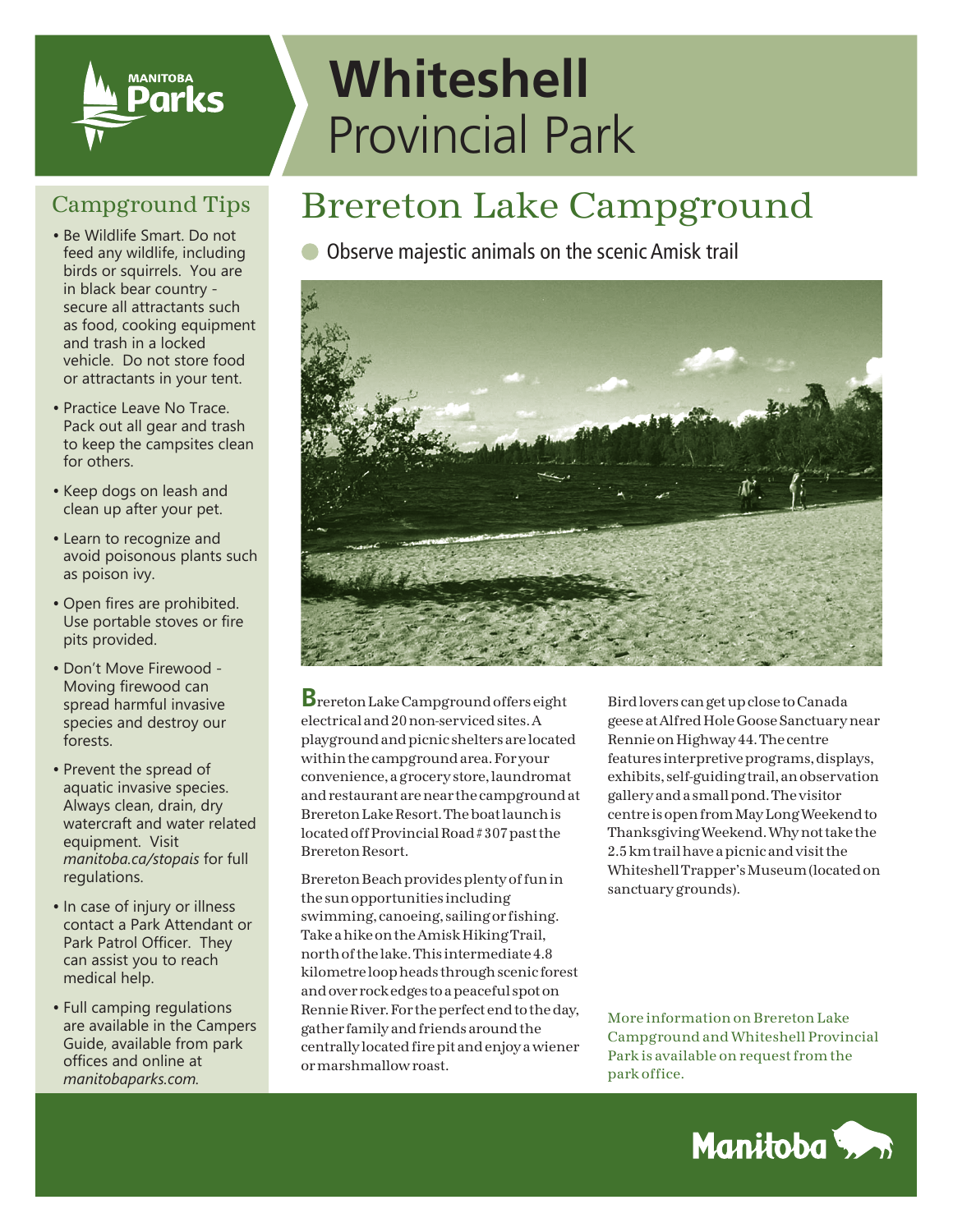MANITOBA Parks

# Whiteshell Provincial Park

## Campground Tips

- Be Wildlife Smart. Do not feed any wildlife, including birds or squirrels. You are in black bear country - secure all attractants such as food, cooking equipment and trash in a locked vehicle. Do not store food or attractants in your tent.
- Practice Leave No Trace. Pack out all gear and trash to keep the campsites clean for others.
- Keep dogs on leash and clean up after your pet.
- Learn to recognize and avoid poisonous plants such as poison ivy.
- Open fires are prohibited. Use portable stoves or fire pits provided.
- Don't Move Firewood - Moving firewood can spread harmful invasive species and destroy our forests.
- Prevent the spread of aquatic invasive species. Always clean, drain, dry watercraft and water related equipment. Visit *manitoba.ca/stopais* for full regulations.
- In case of injury or illness contact a Park Attendant or Park Patrol Officer. They can assist you to reach medical help.
- Full camping regulations are available in the Campers Guide, available from park offices and online at *manitobaparks.com.*

## Brereton Lake Campground

- Observe majestic animals on the scenic Amisk trail

Brereton Lake Campground offers eight electrical and 20 non-serviced sites. A playground and picnic shelters are located within the campground area. For your convenience, a grocery store, laundromat and restaurant are near the campground at Brereton Lake Resort. The boat launch is located off Provincial Road # 307 past the Brereton Resort.

Brereton Beach provides plenty of fun in the sun opportunities including swimming, canoeing, sailing or fishing. Take a hike on the Amisk Hiking Trail, north of the lake. This intermediate 4.8 kilometre loop heads through scenic forest and over rock edges to a peaceful spot on Rennie River. For the perfect end to the day, gather family and friends around the centrally located fire pit and enjoy a wiener or marshmallow roast.

Bird lovers can get up close to Canada geese at Alfred Hole Goose Sanctuary near Rennie on Highway 44. The centre features interpretive programs, displays, exhibits, self-guiding trail, an observation gallery and a small pond. The visitor centre is open from May Long Weekend to Thanksgiving Weekend. Why not take the 2.5 km trail have a picnic and visit the Whiteshell Trapper's Museum (located on sanctuary grounds).

More information on Brereton Lake Campground and Whiteshell Provincial Park is available on request from the park office.

Manitoba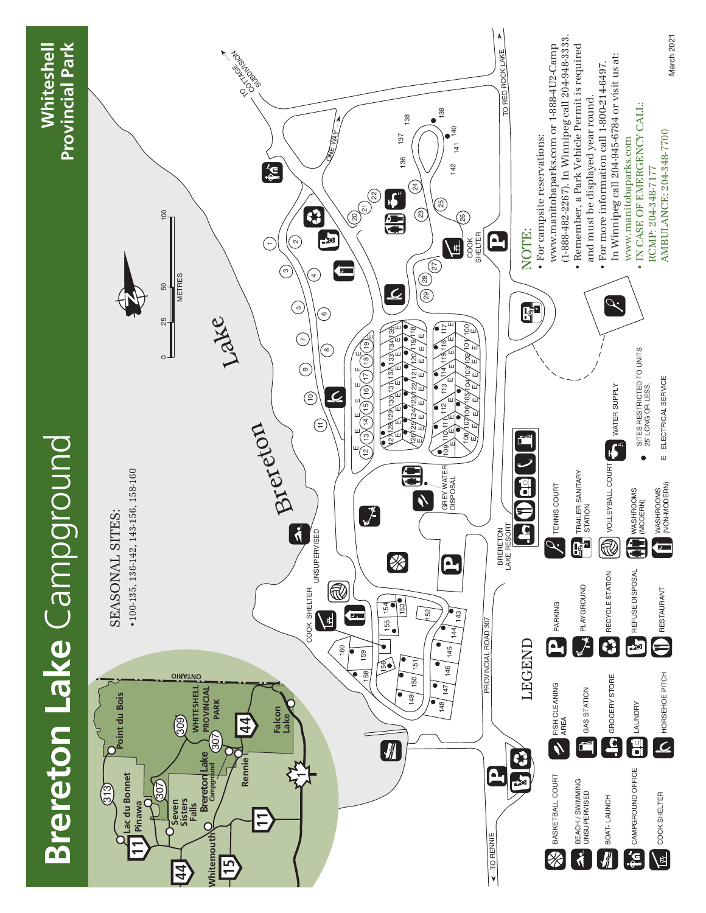# Brereton Lake Campground

## Whiteshell Provincial Park

SEASONAL SITES:

- 100-135, 136-142, 143-156, 158-160

## LEGEND

- BASKETBALL COURT
- BEACH / SWIMMING UNSUPERVISED
- BOAT- LAUNCH
- CAMPGROUND OFFICE
- COOK SHELTER
- FISH CLEANING AREA
- GAS STATION
- GROCERY STORE
- LAUNDRY
- HORSESHOE PITCH
- PARKING
- PLAYGROUND
- RECYCLE STATION
- REFUSE DISPOSAL
- RESTAURANT
- TENNIS COURT
- TRAILER SANITARY STATION
- VOLLEYBALL COURT
- WASHROOMS (MODERN)
- WASHROOMS (NON-MODERN)
- WATER SUPPLY
- ● SITES RESTRICTED TO UNITS 25' LONG OR LESS.
- E ELECTRICAL SERVICE

## NOTE:

- For campsite reservations: www.manitobaparks.com or 1-888-4U2-Camp (1-888-482-2267). In Winnipeg call 204-948-3333.
- Remember, a Park Vehicle Permit is required and must be displayed year round.
- For more information call 1-800-214-6497. In Winnipeg call 204-945-6784 or visit us at: www.manitobaparks.com
- IN CASE OF EMERGENCY CALL: RCMP: 204-348-7177 AMBULANCE: 204-348-7700

March 2021